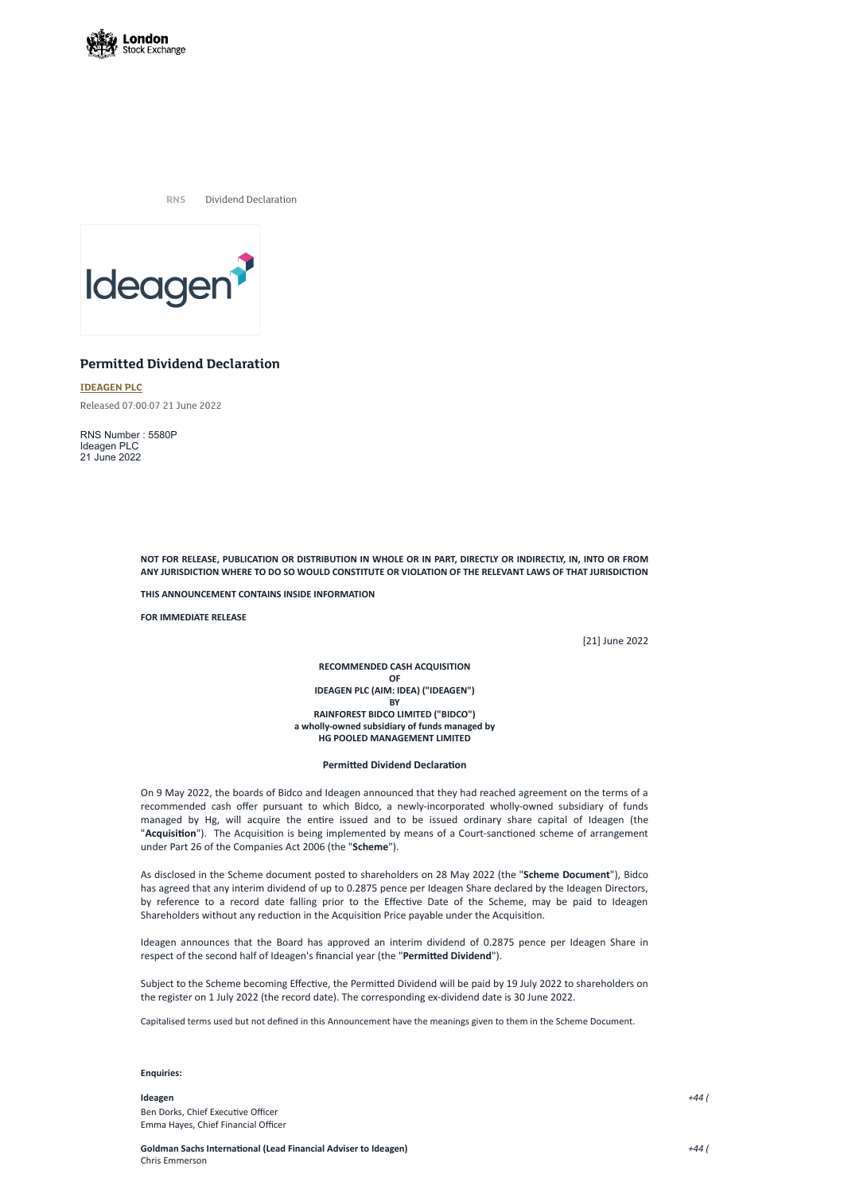RNS Dividend Declaration

## Permitted Dividend Declaration

**IDEAGEN PLC**

Released 07:00:07 21 June 2022

RNS Number : 5580P
Ideagen PLC
21 June 2022

**NOT FOR RELEASE, PUBLICATION OR DISTRIBUTION IN WHOLE OR IN PART, DIRECTLY OR INDIRECTLY, IN, INTO OR FROM ANY JURISDICTION WHERE TO DO SO WOULD CONSTITUTE OR VIOLATION OF THE RELEVANT LAWS OF THAT JURISDICTION**

**THIS ANNOUNCEMENT CONTAINS INSIDE INFORMATION**

**FOR IMMEDIATE RELEASE**

[21] June 2022

**RECOMMENDED CASH ACQUISITION**
**OF**
**IDEAGEN PLC (AIM: IDEA) ("IDEAGEN")**
**BY**
**RAINFOREST BIDCO LIMITED ("BIDCO")**
**a wholly-owned subsidiary of funds managed by**
**HG POOLED MANAGEMENT LIMITED**

**Permitted Dividend Declaration**

On 9 May 2022, the boards of Bidco and Ideagen announced that they had reached agreement on the terms of a recommended cash offer pursuant to which Bidco, a newly-incorporated wholly-owned subsidiary of funds managed by Hg, will acquire the entire issued and to be issued ordinary share capital of Ideagen (the "**Acquisition**"). The Acquisition is being implemented by means of a Court-sanctioned scheme of arrangement under Part 26 of the Companies Act 2006 (the "**Scheme**").

As disclosed in the Scheme document posted to shareholders on 28 May 2022 (the "**Scheme Document**"), Bidco has agreed that any interim dividend of up to 0.2875 pence per Ideagen Share declared by the Ideagen Directors, by reference to a record date falling prior to the Effective Date of the Scheme, may be paid to Ideagen Shareholders without any reduction in the Acquisition Price payable under the Acquisition.

Ideagen announces that the Board has approved an interim dividend of 0.2875 pence per Ideagen Share in respect of the second half of Ideagen's financial year (the "**Permitted Dividend**").

Subject to the Scheme becoming Effective, the Permitted Dividend will be paid by 19 July 2022 to shareholders on the register on 1 July 2022 (the record date). The corresponding ex-dividend date is 30 June 2022.

Capitalised terms used but not defined in this Announcement have the meanings given to them in the Scheme Document.

**Enquiries:**

**Ideagen** *+44 (*
Ben Dorks, Chief Executive Officer
Emma Hayes, Chief Financial Officer

**Goldman Sachs International (Lead Financial Adviser to Ideagen)** *+44 (*
Chris Emmerson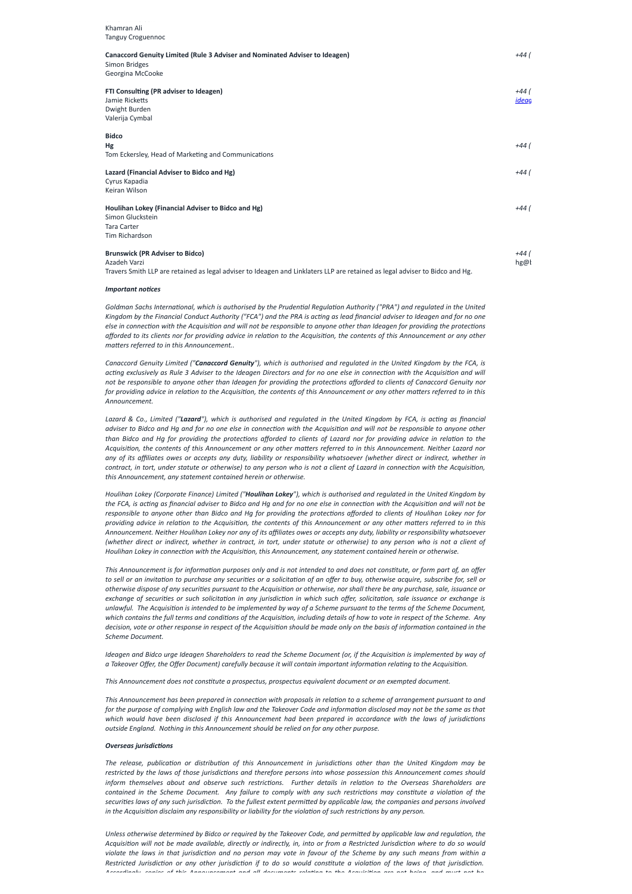Khamran Ali
Tanguy Croguennoc

**Canaccord Genuity Limited (Rule 3 Adviser and Nominated Adviser to Ideagen)** *+44 (*
Simon Bridges
Georgina McCooke

**FTI Consulting (PR adviser to Ideagen)** *+44 (*
Jamie Ricketts *ideag*
Dwight Burden
Valerija Cymbal

**Bidco**

**Hg** *+44 (*
Tom Eckersley, Head of Marketing and Communications

**Lazard (Financial Adviser to Bidco and Hg)** *+44 (*
Cyrus Kapadia
Keiran Wilson

**Houlihan Lokey (Financial Adviser to Bidco and Hg)** *+44 (*
Simon Gluckstein
Tara Carter
Tim Richardson

**Brunswick (PR Adviser to Bidco)** *+44 (*
Azadeh Varzi hg@l

Travers Smith LLP are retained as legal adviser to Ideagen and Linklaters LLP are retained as legal adviser to Bidco and Hg.

***Important notices***

*Goldman Sachs International, which is authorised by the Prudential Regulation Authority ("PRA") and regulated in the United Kingdom by the Financial Conduct Authority ("FCA") and the PRA is acting as lead financial adviser to Ideagen and for no one else in connection with the Acquisition and will not be responsible to anyone other than Ideagen for providing the protections afforded to its clients nor for providing advice in relation to the Acquisition, the contents of this Announcement or any other matters referred to in this Announcement..*

*Canaccord Genuity Limited ("**Canaccord Genuity**"), which is authorised and regulated in the United Kingdom by the FCA, is acting exclusively as Rule 3 Adviser to the Ideagen Directors and for no one else in connection with the Acquisition and will not be responsible to anyone other than Ideagen for providing the protections afforded to clients of Canaccord Genuity nor for providing advice in relation to the Acquisition, the contents of this Announcement or any other matters referred to in this Announcement.*

*Lazard & Co., Limited ("**Lazard**"), which is authorised and regulated in the United Kingdom by FCA, is acting as financial adviser to Bidco and Hg and for no one else in connection with the Acquisition and will not be responsible to anyone other than Bidco and Hg for providing the protections afforded to clients of Lazard nor for providing advice in relation to the Acquisition, the contents of this Announcement or any other matters referred to in this Announcement. Neither Lazard nor any of its affiliates owes or accepts any duty, liability or responsibility whatsoever (whether direct or indirect, whether in contract, in tort, under statute or otherwise) to any person who is not a client of Lazard in connection with the Acquisition, this Announcement, any statement contained herein or otherwise.*

*Houlihan Lokey (Corporate Finance) Limited ("**Houlihan Lokey**"), which is authorised and regulated in the United Kingdom by the FCA, is acting as financial adviser to Bidco and Hg and for no one else in connection with the Acquisition and will not be responsible to anyone other than Bidco and Hg for providing the protections afforded to clients of Houlihan Lokey nor for providing advice in relation to the Acquisition, the contents of this Announcement or any other matters referred to in this Announcement. Neither Houlihan Lokey nor any of its affiliates owes or accepts any duty, liability or responsibility whatsoever (whether direct or indirect, whether in contract, in tort, under statute or otherwise) to any person who is not a client of Houlihan Lokey in connection with the Acquisition, this Announcement, any statement contained herein or otherwise.*

*This Announcement is for information purposes only and is not intended to and does not constitute, or form part of, an offer to sell or an invitation to purchase any securities or a solicitation of an offer to buy, otherwise acquire, subscribe for, sell or otherwise dispose of any securities pursuant to the Acquisition or otherwise, nor shall there be any purchase, sale, issuance or exchange of securities or such solicitation in any jurisdiction in which such offer, solicitation, sale issuance or exchange is unlawful. The Acquisition is intended to be implemented by way of a Scheme pursuant to the terms of the Scheme Document, which contains the full terms and conditions of the Acquisition, including details of how to vote in respect of the Scheme. Any decision, vote or other response in respect of the Acquisition should be made only on the basis of information contained in the Scheme Document.*

*Ideagen and Bidco urge Ideagen Shareholders to read the Scheme Document (or, if the Acquisition is implemented by way of a Takeover Offer, the Offer Document) carefully because it will contain important information relating to the Acquisition.*

*This Announcement does not constitute a prospectus, prospectus equivalent document or an exempted document.*

*This Announcement has been prepared in connection with proposals in relation to a scheme of arrangement pursuant to and for the purpose of complying with English law and the Takeover Code and information disclosed may not be the same as that which would have been disclosed if this Announcement had been prepared in accordance with the laws of jurisdictions outside England. Nothing in this Announcement should be relied on for any other purpose.*

***Overseas jurisdictions***

*The release, publication or distribution of this Announcement in jurisdictions other than the United Kingdom may be restricted by the laws of those jurisdictions and therefore persons into whose possession this Announcement comes should inform themselves about and observe such restrictions. Further details in relation to the Overseas Shareholders are contained in the Scheme Document. Any failure to comply with any such restrictions may constitute a violation of the securities laws of any such jurisdiction. To the fullest extent permitted by applicable law, the companies and persons involved in the Acquisition disclaim any responsibility or liability for the violation of such restrictions by any person.*

*Unless otherwise determined by Bidco or required by the Takeover Code, and permitted by applicable law and regulation, the Acquisition will not be made available, directly or indirectly, in, into or from a Restricted Jurisdiction where to do so would violate the laws in that jurisdiction and no person may vote in favour of the Scheme by any such means from within a Restricted Jurisdiction or any other jurisdiction if to do so would constitute a violation of the laws of that jurisdiction.*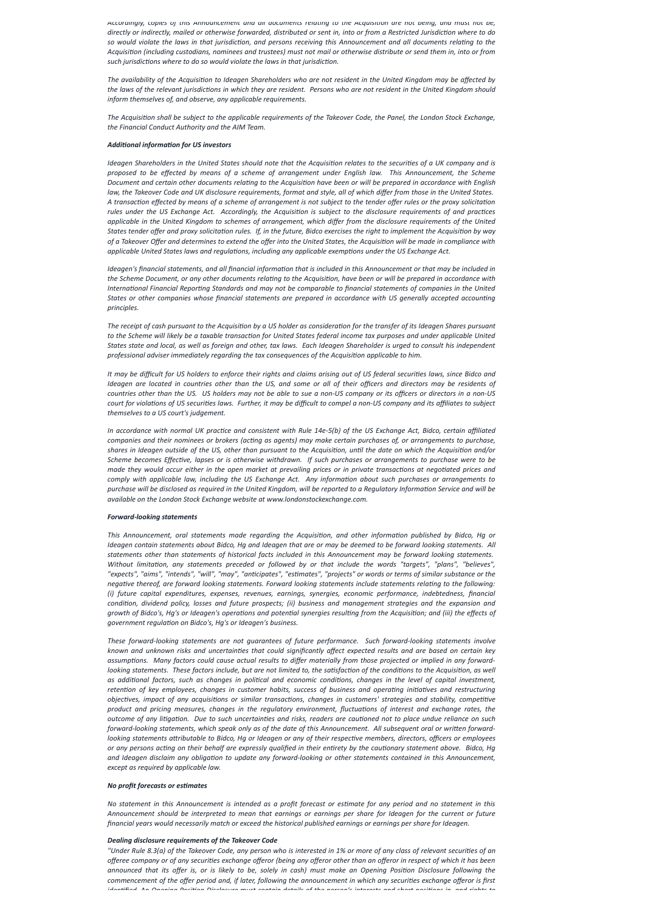*Accordingly, copies of this Announcement and all documents relating to the Acquisition are not being, and must not be, directly or indirectly, mailed or otherwise forwarded, distributed or sent in, into or from a Restricted Jurisdiction where to do so would violate the laws in that jurisdiction, and persons receiving this Announcement and all documents relating to the Acquisition (including custodians, nominees and trustees) must not mail or otherwise distribute or send them in, into or from such jurisdictions where to do so would violate the laws in that jurisdiction.*

*The availability of the Acquisition to Ideagen Shareholders who are not resident in the United Kingdom may be affected by the laws of the relevant jurisdictions in which they are resident. Persons who are not resident in the United Kingdom should inform themselves of, and observe, any applicable requirements.*

*The Acquisition shall be subject to the applicable requirements of the Takeover Code, the Panel, the London Stock Exchange, the Financial Conduct Authority and the AIM Team.*

***Additional information for US investors***

*Ideagen Shareholders in the United States should note that the Acquisition relates to the securities of a UK company and is proposed to be effected by means of a scheme of arrangement under English law. This Announcement, the Scheme Document and certain other documents relating to the Acquisition have been or will be prepared in accordance with English law, the Takeover Code and UK disclosure requirements, format and style, all of which differ from those in the United States. A transaction effected by means of a scheme of arrangement is not subject to the tender offer rules or the proxy solicitation rules under the US Exchange Act. Accordingly, the Acquisition is subject to the disclosure requirements of and practices applicable in the United Kingdom to schemes of arrangement, which differ from the disclosure requirements of the United States tender offer and proxy solicitation rules. If, in the future, Bidco exercises the right to implement the Acquisition by way of a Takeover Offer and determines to extend the offer into the United States, the Acquisition will be made in compliance with applicable United States laws and regulations, including any applicable exemptions under the US Exchange Act.*

*Ideagen's financial statements, and all financial information that is included in this Announcement or that may be included in the Scheme Document, or any other documents relating to the Acquisition, have been or will be prepared in accordance with International Financial Reporting Standards and may not be comparable to financial statements of companies in the United States or other companies whose financial statements are prepared in accordance with US generally accepted accounting principles.*

*The receipt of cash pursuant to the Acquisition by a US holder as consideration for the transfer of its Ideagen Shares pursuant to the Scheme will likely be a taxable transaction for United States federal income tax purposes and under applicable United States state and local, as well as foreign and other, tax laws. Each Ideagen Shareholder is urged to consult his independent professional adviser immediately regarding the tax consequences of the Acquisition applicable to him.*

*It may be difficult for US holders to enforce their rights and claims arising out of US federal securities laws, since Bidco and Ideagen are located in countries other than the US, and some or all of their officers and directors may be residents of countries other than the US. US holders may not be able to sue a non-US company or its officers or directors in a non-US court for violations of US securities laws. Further, it may be difficult to compel a non-US company and its affiliates to subject themselves to a US court's judgement.*

*In accordance with normal UK practice and consistent with Rule 14e-5(b) of the US Exchange Act, Bidco, certain affiliated companies and their nominees or brokers (acting as agents) may make certain purchases of, or arrangements to purchase, shares in Ideagen outside of the US, other than pursuant to the Acquisition, until the date on which the Acquisition and/or Scheme becomes Effective, lapses or is otherwise withdrawn. If such purchases or arrangements to purchase were to be made they would occur either in the open market at prevailing prices or in private transactions at negotiated prices and comply with applicable law, including the US Exchange Act. Any information about such purchases or arrangements to purchase will be disclosed as required in the United Kingdom, will be reported to a Regulatory Information Service and will be available on the London Stock Exchange website at www.londonstockexchange.com.*

***Forward-looking statements***

*This Announcement, oral statements made regarding the Acquisition, and other information published by Bidco, Hg or Ideagen contain statements about Bidco, Hg and Ideagen that are or may be deemed to be forward looking statements. All statements other than statements of historical facts included in this Announcement may be forward looking statements. Without limitation, any statements preceded or followed by or that include the words "targets", "plans", "believes", "expects", "aims", "intends", "will", "may", "anticipates", "estimates", "projects" or words or terms of similar substance or the negative thereof, are forward looking statements. Forward looking statements include statements relating to the following: (i) future capital expenditures, expenses, revenues, earnings, synergies, economic performance, indebtedness, financial condition, dividend policy, losses and future prospects; (ii) business and management strategies and the expansion and growth of Bidco's, Hg's or Ideagen's operations and potential synergies resulting from the Acquisition; and (iii) the effects of government regulation on Bidco's, Hg's or Ideagen's business.*

*These forward-looking statements are not guarantees of future performance. Such forward-looking statements involve known and unknown risks and uncertainties that could significantly affect expected results and are based on certain key assumptions. Many factors could cause actual results to differ materially from those projected or implied in any forward-looking statements. These factors include, but are not limited to, the satisfaction of the conditions to the Acquisition, as well as additional factors, such as changes in political and economic conditions, changes in the level of capital investment, retention of key employees, changes in customer habits, success of business and operating initiatives and restructuring objectives, impact of any acquisitions or similar transactions, changes in customers' strategies and stability, competitive product and pricing measures, changes in the regulatory environment, fluctuations of interest and exchange rates, the outcome of any litigation. Due to such uncertainties and risks, readers are cautioned not to place undue reliance on such forward-looking statements, which speak only as of the date of this Announcement. All subsequent oral or written forward-looking statements attributable to Bidco, Hg or Ideagen or any of their respective members, directors, officers or employees or any persons acting on their behalf are expressly qualified in their entirety by the cautionary statement above. Bidco, Hg and Ideagen disclaim any obligation to update any forward-looking or other statements contained in this Announcement, except as required by applicable law.*

***No profit forecasts or estimates***

*No statement in this Announcement is intended as a profit forecast or estimate for any period and no statement in this Announcement should be interpreted to mean that earnings or earnings per share for Ideagen for the current or future financial years would necessarily match or exceed the historical published earnings or earnings per share for Ideagen.*

***Dealing disclosure requirements of the Takeover Code***

*"Under Rule 8.3(a) of the Takeover Code, any person who is interested in 1% or more of any class of relevant securities of an offeree company or of any securities exchange offeror (being any offeror other than an offeror in respect of which it has been announced that its offer is, or is likely to be, solely in cash) must make an Opening Position Disclosure following the commencement of the offer period and, if later, following the announcement in which any securities exchange offeror is first identified. An Opening Position Disclosure must contain details of the person's interests and short positions in, and rights to*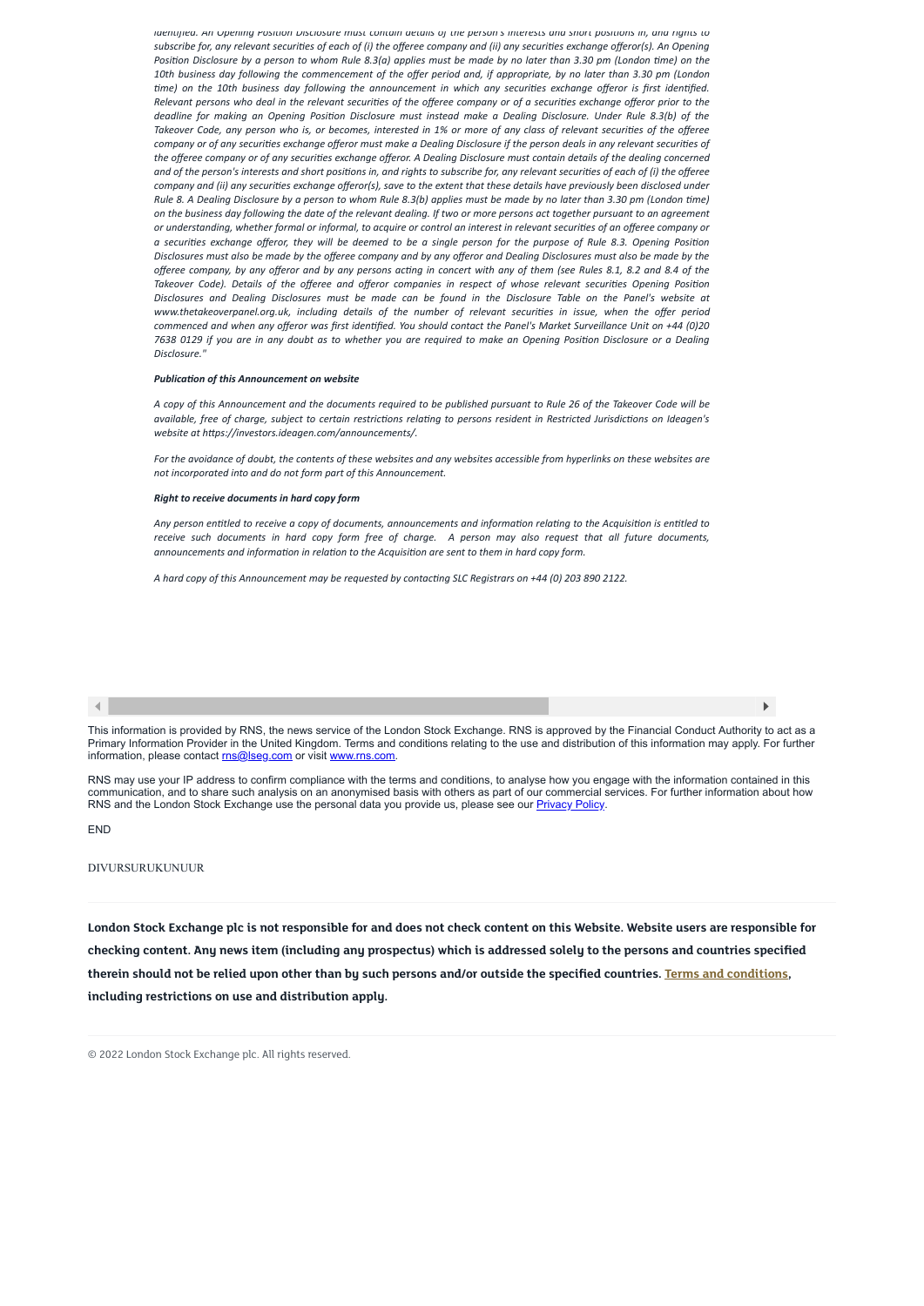*identified. An Opening Position Disclosure must contain details of the person's interests and short positions in, and rights to subscribe for, any relevant securities of each of (i) the offeree company and (ii) any securities exchange offeror(s). An Opening Position Disclosure by a person to whom Rule 8.3(a) applies must be made by no later than 3.30 pm (London time) on the 10th business day following the commencement of the offer period and, if appropriate, by no later than 3.30 pm (London time) on the 10th business day following the announcement in which any securities exchange offeror is first identified. Relevant persons who deal in the relevant securities of the offeree company or of a securities exchange offeror prior to the deadline for making an Opening Position Disclosure must instead make a Dealing Disclosure. Under Rule 8.3(b) of the Takeover Code, any person who is, or becomes, interested in 1% or more of any class of relevant securities of the offeree company or of any securities exchange offeror must make a Dealing Disclosure if the person deals in any relevant securities of the offeree company or of any securities exchange offeror. A Dealing Disclosure must contain details of the dealing concerned and of the person's interests and short positions in, and rights to subscribe for, any relevant securities of each of (i) the offeree company and (ii) any securities exchange offeror(s), save to the extent that these details have previously been disclosed under Rule 8. A Dealing Disclosure by a person to whom Rule 8.3(b) applies must be made by no later than 3.30 pm (London time) on the business day following the date of the relevant dealing. If two or more persons act together pursuant to an agreement or understanding, whether formal or informal, to acquire or control an interest in relevant securities of an offeree company or a securities exchange offeror, they will be deemed to be a single person for the purpose of Rule 8.3. Opening Position Disclosures must also be made by the offeree company and by any offeror and Dealing Disclosures must also be made by the offeree company, by any offeror and by any persons acting in concert with any of them (see Rules 8.1, 8.2 and 8.4 of the Takeover Code). Details of the offeree and offeror companies in respect of whose relevant securities Opening Position Disclosures and Dealing Disclosures must be made can be found in the Disclosure Table on the Panel's website at www.thetakeoverpanel.org.uk, including details of the number of relevant securities in issue, when the offer period commenced and when any offeror was first identified. You should contact the Panel's Market Surveillance Unit on +44 (0)20 7638 0129 if you are in any doubt as to whether you are required to make an Opening Position Disclosure or a Dealing Disclosure."*

***Publication of this Announcement on website***

*A copy of this Announcement and the documents required to be published pursuant to Rule 26 of the Takeover Code will be available, free of charge, subject to certain restrictions relating to persons resident in Restricted Jurisdictions on Ideagen's website at https://investors.ideagen.com/announcements/.*

*For the avoidance of doubt, the contents of these websites and any websites accessible from hyperlinks on these websites are not incorporated into and do not form part of this Announcement.*

***Right to receive documents in hard copy form***

*Any person entitled to receive a copy of documents, announcements and information relating to the Acquisition is entitled to receive such documents in hard copy form free of charge. A person may also request that all future documents, announcements and information in relation to the Acquisition are sent to them in hard copy form.*

*A hard copy of this Announcement may be requested by contacting SLC Registrars on +44 (0) 203 890 2122.*

This information is provided by RNS, the news service of the London Stock Exchange. RNS is approved by the Financial Conduct Authority to act as a Primary Information Provider in the United Kingdom. Terms and conditions relating to the use and distribution of this information may apply. For further information, please contact rns@lseg.com or visit www.rns.com.

RNS may use your IP address to confirm compliance with the terms and conditions, to analyse how you engage with the information contained in this communication, and to share such analysis on an anonymised basis with others as part of our commercial services. For further information about how RNS and the London Stock Exchange use the personal data you provide us, please see our Privacy Policy.

END

DIVURSURUKUNUUR

**London Stock Exchange plc is not responsible for and does not check content on this Website. Website users are responsible for checking content. Any news item (including any prospectus) which is addressed solely to the persons and countries specified therein should not be relied upon other than by such persons and/or outside the specified countries. Terms and conditions, including restrictions on use and distribution apply.**

© 2022 London Stock Exchange plc. All rights reserved.